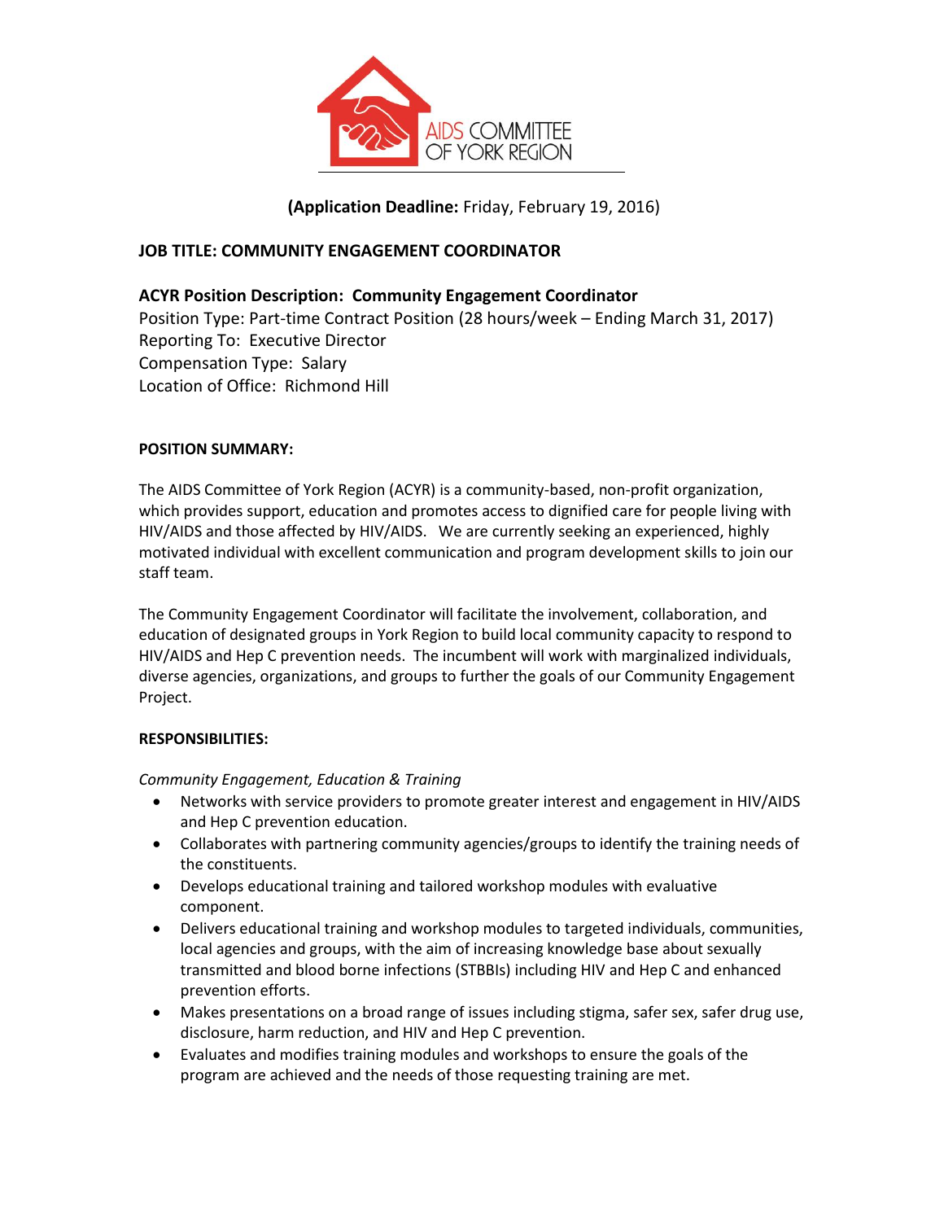AIDS COMMITTEE OF YORK REGION

**(Application Deadline:** Friday, February 19, 2016)

## JOB TITLE: COMMUNITY ENGAGEMENT COORDINATOR

**ACYR Position Description: Community Engagement Coordinator**

Position Type: Part-time Contract Position (28 hours/week – Ending March 31, 2017)
Reporting To: Executive Director
Compensation Type: Salary
Location of Office: Richmond Hill

### POSITION SUMMARY:

The AIDS Committee of York Region (ACYR) is a community-based, non-profit organization, which provides support, education and promotes access to dignified care for people living with HIV/AIDS and those affected by HIV/AIDS. We are currently seeking an experienced, highly motivated individual with excellent communication and program development skills to join our staff team.

The Community Engagement Coordinator will facilitate the involvement, collaboration, and education of designated groups in York Region to build local community capacity to respond to HIV/AIDS and Hep C prevention needs. The incumbent will work with marginalized individuals, diverse agencies, organizations, and groups to further the goals of our Community Engagement Project.

### RESPONSIBILITIES:

*Community Engagement, Education & Training*

- Networks with service providers to promote greater interest and engagement in HIV/AIDS and Hep C prevention education.
- Collaborates with partnering community agencies/groups to identify the training needs of the constituents.
- Develops educational training and tailored workshop modules with evaluative component.
- Delivers educational training and workshop modules to targeted individuals, communities, local agencies and groups, with the aim of increasing knowledge base about sexually transmitted and blood borne infections (STBBIs) including HIV and Hep C and enhanced prevention efforts.
- Makes presentations on a broad range of issues including stigma, safer sex, safer drug use, disclosure, harm reduction, and HIV and Hep C prevention.
- Evaluates and modifies training modules and workshops to ensure the goals of the program are achieved and the needs of those requesting training are met.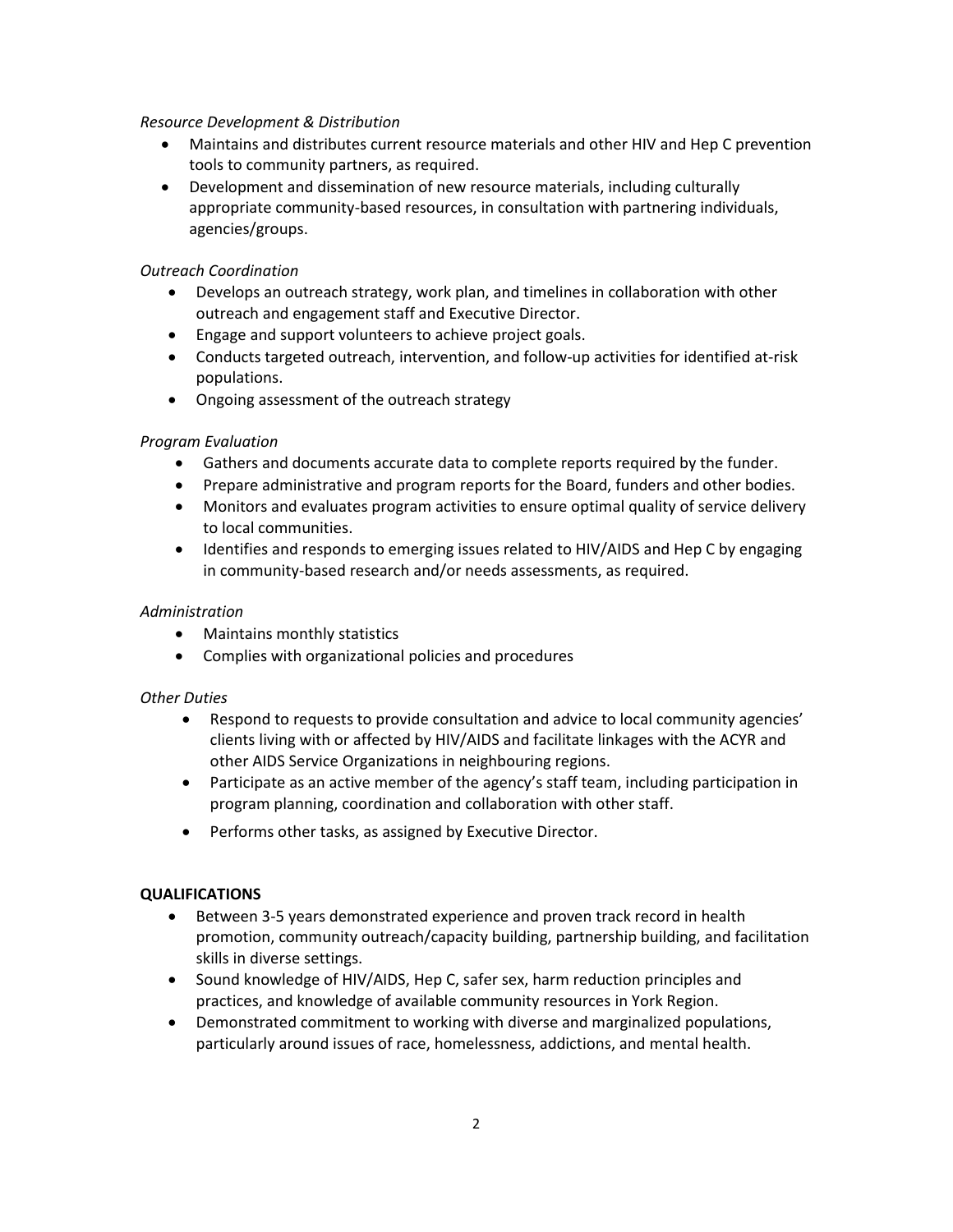*Resource Development & Distribution*

- Maintains and distributes current resource materials and other HIV and Hep C prevention tools to community partners, as required.
- Development and dissemination of new resource materials, including culturally appropriate community-based resources, in consultation with partnering individuals, agencies/groups.

*Outreach Coordination*

- Develops an outreach strategy, work plan, and timelines in collaboration with other outreach and engagement staff and Executive Director.
- Engage and support volunteers to achieve project goals.
- Conducts targeted outreach, intervention, and follow-up activities for identified at-risk populations.
- Ongoing assessment of the outreach strategy

*Program Evaluation*

- Gathers and documents accurate data to complete reports required by the funder.
- Prepare administrative and program reports for the Board, funders and other bodies.
- Monitors and evaluates program activities to ensure optimal quality of service delivery to local communities.
- Identifies and responds to emerging issues related to HIV/AIDS and Hep C by engaging in community-based research and/or needs assessments, as required.

*Administration*

- Maintains monthly statistics
- Complies with organizational policies and procedures

*Other Duties*

- Respond to requests to provide consultation and advice to local community agencies' clients living with or affected by HIV/AIDS and facilitate linkages with the ACYR and other AIDS Service Organizations in neighbouring regions.
- Participate as an active member of the agency's staff team, including participation in program planning, coordination and collaboration with other staff.
- Performs other tasks, as assigned by Executive Director.

**QUALIFICATIONS**

- Between 3-5 years demonstrated experience and proven track record in health promotion, community outreach/capacity building, partnership building, and facilitation skills in diverse settings.
- Sound knowledge of HIV/AIDS, Hep C, safer sex, harm reduction principles and practices, and knowledge of available community resources in York Region.
- Demonstrated commitment to working with diverse and marginalized populations, particularly around issues of race, homelessness, addictions, and mental health.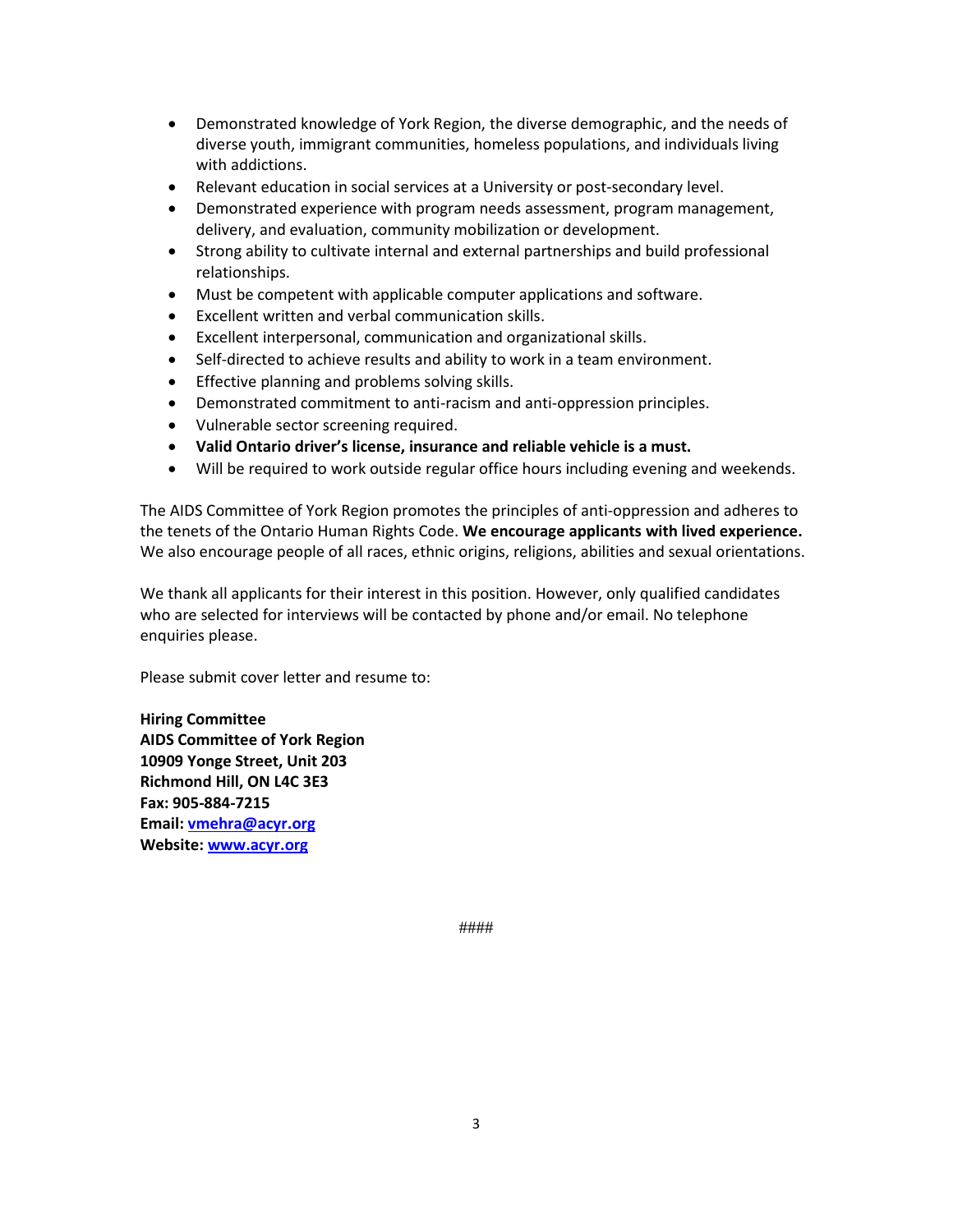- Demonstrated knowledge of York Region, the diverse demographic, and the needs of diverse youth, immigrant communities, homeless populations, and individuals living with addictions.
- Relevant education in social services at a University or post-secondary level.
- Demonstrated experience with program needs assessment, program management, delivery, and evaluation, community mobilization or development.
- Strong ability to cultivate internal and external partnerships and build professional relationships.
- Must be competent with applicable computer applications and software.
- Excellent written and verbal communication skills.
- Excellent interpersonal, communication and organizational skills.
- Self-directed to achieve results and ability to work in a team environment.
- Effective planning and problems solving skills.
- Demonstrated commitment to anti-racism and anti-oppression principles.
- Vulnerable sector screening required.
- **Valid Ontario driver's license, insurance and reliable vehicle is a must.**
- Will be required to work outside regular office hours including evening and weekends.

The AIDS Committee of York Region promotes the principles of anti-oppression and adheres to the tenets of the Ontario Human Rights Code. **We encourage applicants with lived experience.** We also encourage people of all races, ethnic origins, religions, abilities and sexual orientations.

We thank all applicants for their interest in this position. However, only qualified candidates who are selected for interviews will be contacted by phone and/or email. No telephone enquiries please.

Please submit cover letter and resume to:

**Hiring Committee**
**AIDS Committee of York Region**
**10909 Yonge Street, Unit 203**
**Richmond Hill, ON L4C 3E3**
**Fax: 905-884-7215**
**Email: vmehra@acyr.org**
**Website: www.acyr.org**

####